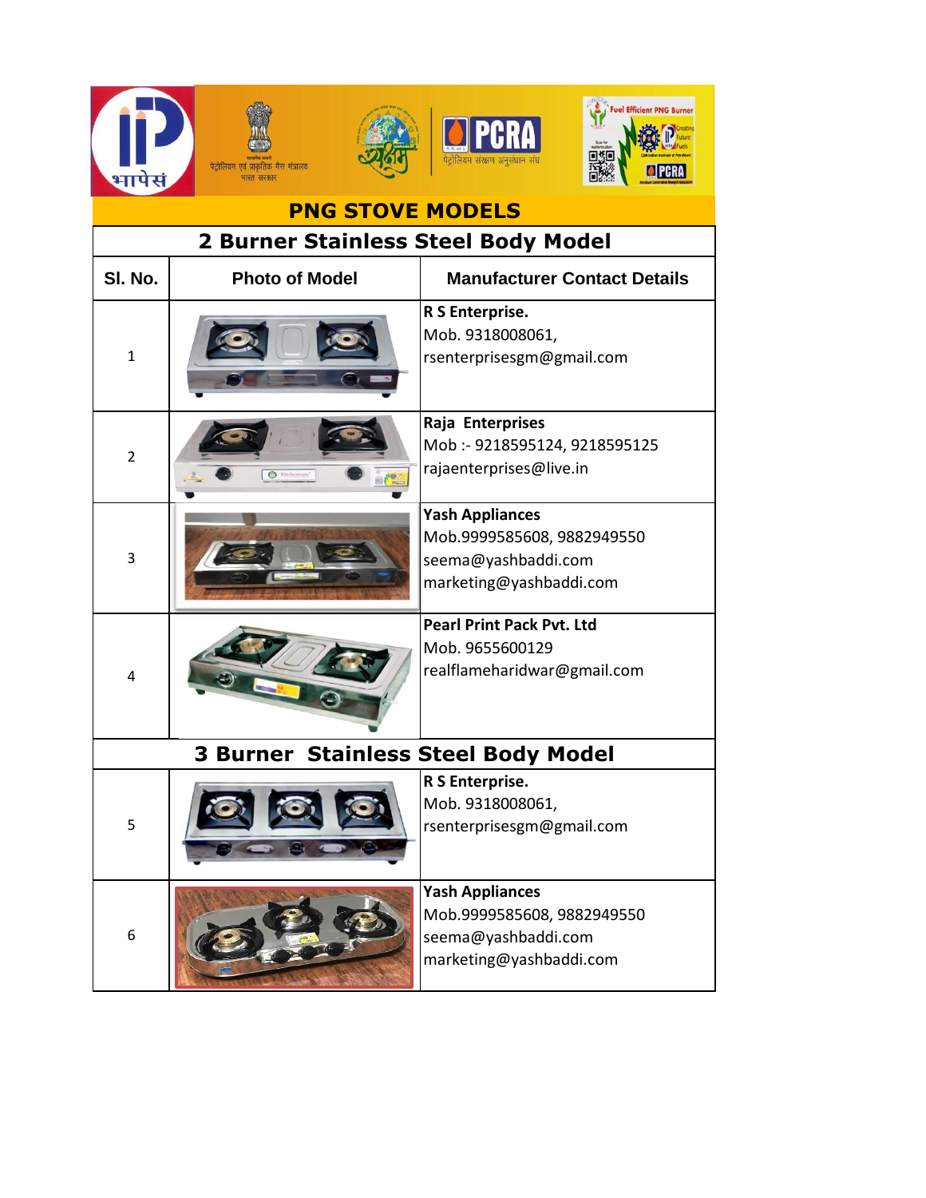# PNG STOVE MODELS

## 2 Burner Stainless Steel Body Model

| Sl. No. | Photo of Model | Manufacturer Contact Details |
|---|---|---|
| 1 | | **R S Enterprise.**<br>Mob. 9318008061,<br>rsenterprisesgm@gmail.com |
| 2 | | **Raja Enterprises**<br>Mob :- 9218595124, 9218595125<br>rajaenterprises@live.in |
| 3 | | **Yash Appliances**<br>Mob.9999585608, 9882949550<br>seema@yashbaddi.com<br>marketing@yashbaddi.com |
| 4 | | **Pearl Print Pack Pvt. Ltd**<br>Mob. 9655600129<br>realflameharidwar@gmail.com |

## 3 Burner Stainless Steel Body Model

| Sl. No. | Photo of Model | Manufacturer Contact Details |
|---|---|---|
| 5 | | **R S Enterprise.**<br>Mob. 9318008061,<br>rsenterprisesgm@gmail.com |
| 6 | | **Yash Appliances**<br>Mob.9999585608, 9882949550<br>seema@yashbaddi.com<br>marketing@yashbaddi.com |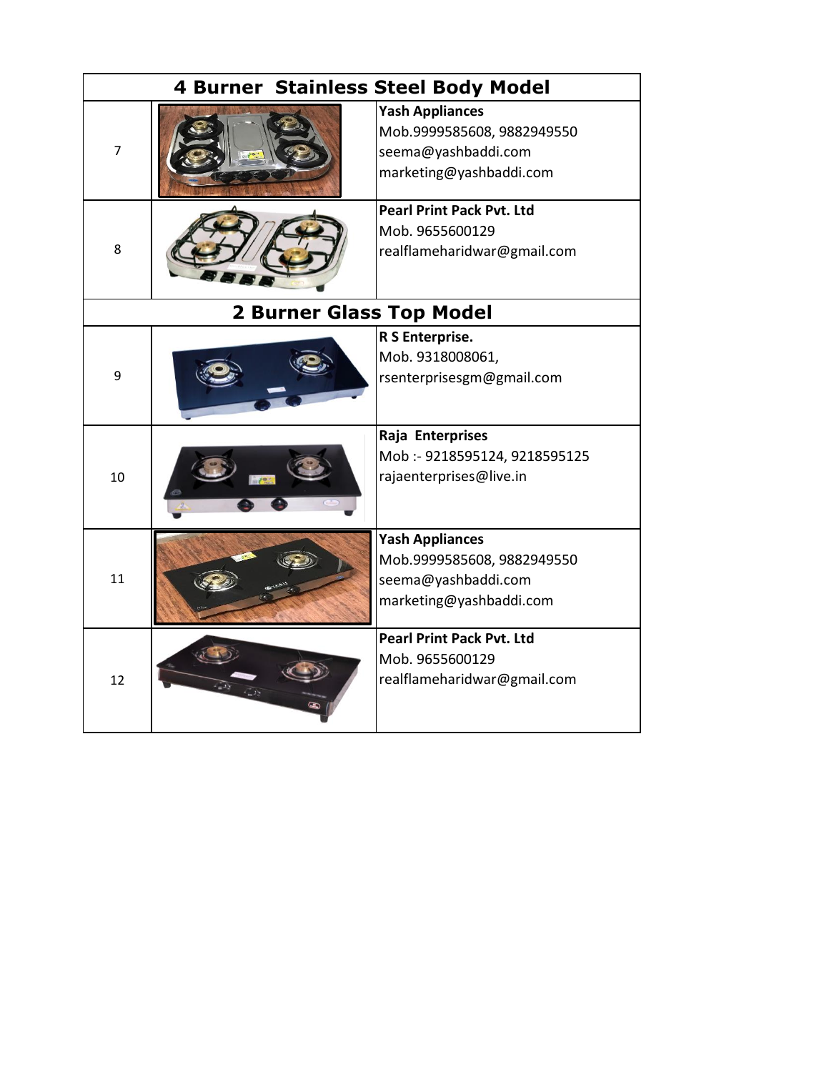| 4 Burner Stainless Steel Body Model | | |
|---|---|---|
| 7 | | **Yash Appliances**<br>Mob.9999585608, 9882949550<br>seema@yashbaddi.com<br>marketing@yashbaddi.com |
| 8 | | **Pearl Print Pack Pvt. Ltd**<br>Mob. 9655600129<br>realflameharidwar@gmail.com |
| **2 Burner Glass Top Model** | | |
| 9 | | **R S Enterprise.**<br>Mob. 9318008061,<br>rsenterprisesgm@gmail.com |
| 10 | | **Raja Enterprises**<br>Mob :- 9218595124, 9218595125<br>rajaenterprises@live.in |
| 11 | | **Yash Appliances**<br>Mob.9999585608, 9882949550<br>seema@yashbaddi.com<br>marketing@yashbaddi.com |
| 12 | | **Pearl Print Pack Pvt. Ltd**<br>Mob. 9655600129<br>realflameharidwar@gmail.com |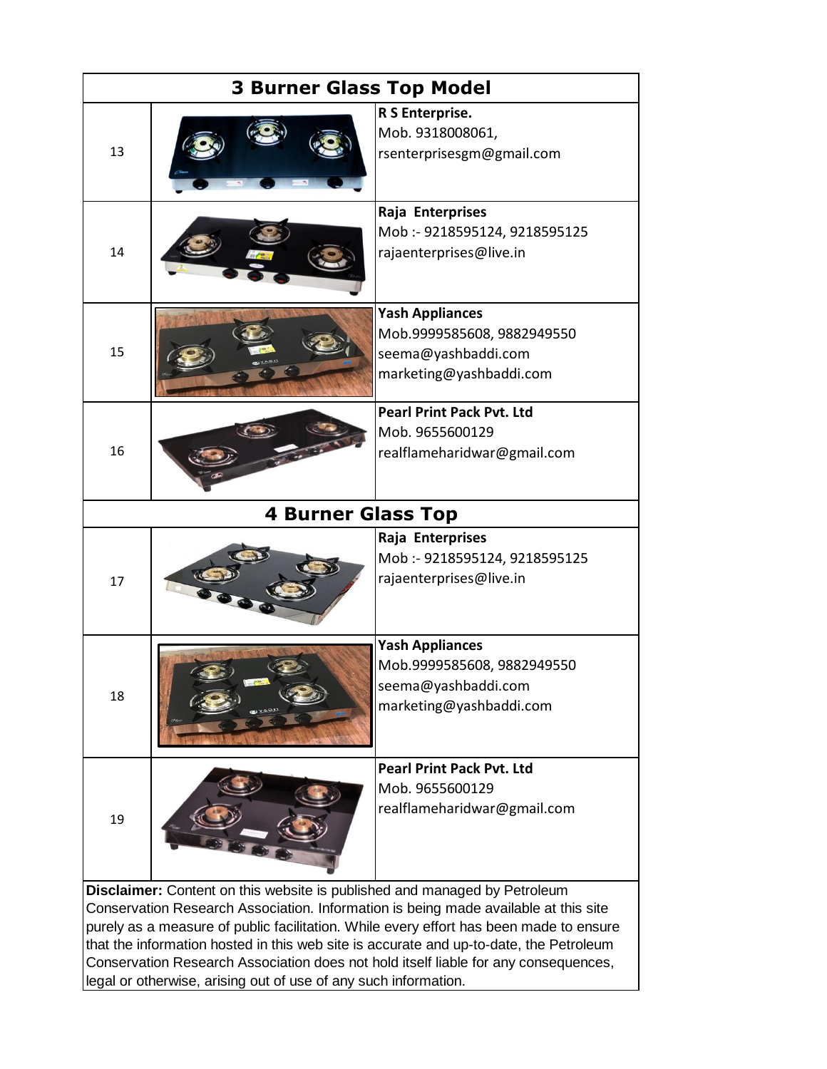| | | |
|---|---|---|
| **3 Burner Glass Top Model** | | |
| 13 | | **R S Enterprise.**<br>Mob. 9318008061,<br>rsenterprisesgm@gmail.com |
| 14 | | **Raja Enterprises**<br>Mob :- 9218595124, 9218595125<br>rajaenterprises@live.in |
| 15 | | **Yash Appliances**<br>Mob.9999585608, 9882949550<br>seema@yashbaddi.com<br>marketing@yashbaddi.com |
| 16 | | **Pearl Print Pack Pvt. Ltd**<br>Mob. 9655600129<br>realflameharidwar@gmail.com |
| **4 Burner Glass Top** | | |
| 17 | | **Raja Enterprises**<br>Mob :- 9218595124, 9218595125<br>rajaenterprises@live.in |
| 18 | | **Yash Appliances**<br>Mob.9999585608, 9882949550<br>seema@yashbaddi.com<br>marketing@yashbaddi.com |
| 19 | | **Pearl Print Pack Pvt. Ltd**<br>Mob. 9655600129<br>realflameharidwar@gmail.com |

**Disclaimer:** Content on this website is published and managed by Petroleum Conservation Research Association. Information is being made available at this site purely as a measure of public facilitation. While every effort has been made to ensure that the information hosted in this web site is accurate and up-to-date, the Petroleum Conservation Research Association does not hold itself liable for any consequences, legal or otherwise, arising out of use of any such information.